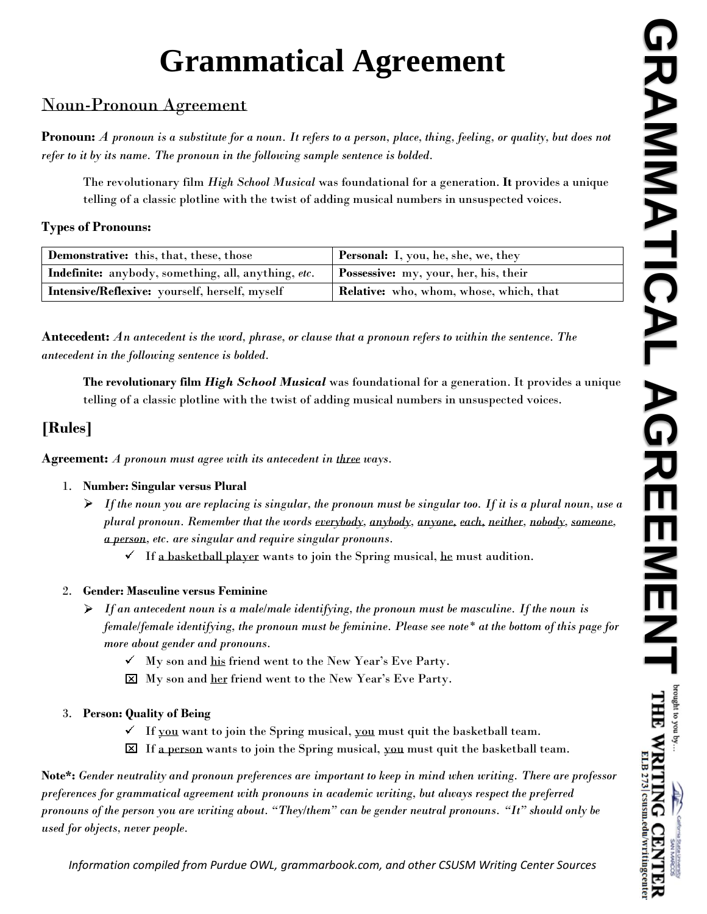# Grammatical Agreement

## Noun-Pronoun Agreement

**Pronoun:** *A pronoun is a substitute for a noun. It refers to a person, place, thing, feeling, or quality, but does not refer to it by its name. The pronoun in the following sample sentence is bolded.*

> The revolutionary film *High School Musical* was foundational for a generation. **It** provides a unique telling of a classic plotline with the twist of adding musical numbers in unsuspected voices.

**Types of Pronouns:**

| | |
|---|---|
| **Demonstrative:** this, that, these, those | **Personal:** I, you, he, she, we, they |
| **Indefinite:** anybody, something, all, anything, *etc.* | **Possessive:** my, your, her, his, their |
| **Intensive/Reflexive:** yourself, herself, myself | **Relative:** who, whom, whose, which, that |

**Antecedent:** *An antecedent is the word, phrase, or clause that a pronoun refers to within the sentence. The antecedent in the following sentence is bolded.*

> **The revolutionary film *High School Musical*** was foundational for a generation. It provides a unique telling of a classic plotline with the twist of adding musical numbers in unsuspected voices.

## [Rules]

**Agreement:** *A pronoun must agree with its antecedent in three ways.*

1. **Number: Singular versus Plural**
   - *If the noun you are replacing is singular, the pronoun must be singular too. If it is a plural noun, use a plural pronoun. Remember that the words everybody, anybody, anyone, each, neither, nobody, someone, a person, etc. are singular and require singular pronouns.*
     - ✓ If a basketball player wants to join the Spring musical, he must audition.

2. **Gender: Masculine versus Feminine**
   - *If an antecedent noun is a male/male identifying, the pronoun must be masculine. If the noun is female/female identifying, the pronoun must be feminine. Please see note\* at the bottom of this page for more about gender and pronouns.*
     - ✓ My son and his friend went to the New Year's Eve Party.
     - ☒ My son and her friend went to the New Year's Eve Party.

3. **Person: Quality of Being**
     - ✓ If you want to join the Spring musical, you must quit the basketball team.
     - ☒ If a person wants to join the Spring musical, you must quit the basketball team.

**Note\*:** *Gender neutrality and pronoun preferences are important to keep in mind when writing. There are professor preferences for grammatical agreement with pronouns in academic writing, but always respect the preferred pronouns of the person you are writing about. "They/them" can be gender neutral pronouns. "It" should only be used for objects, never people.*

*Information compiled from Purdue OWL, grammarbook.com, and other CSUSM Writing Center Sources*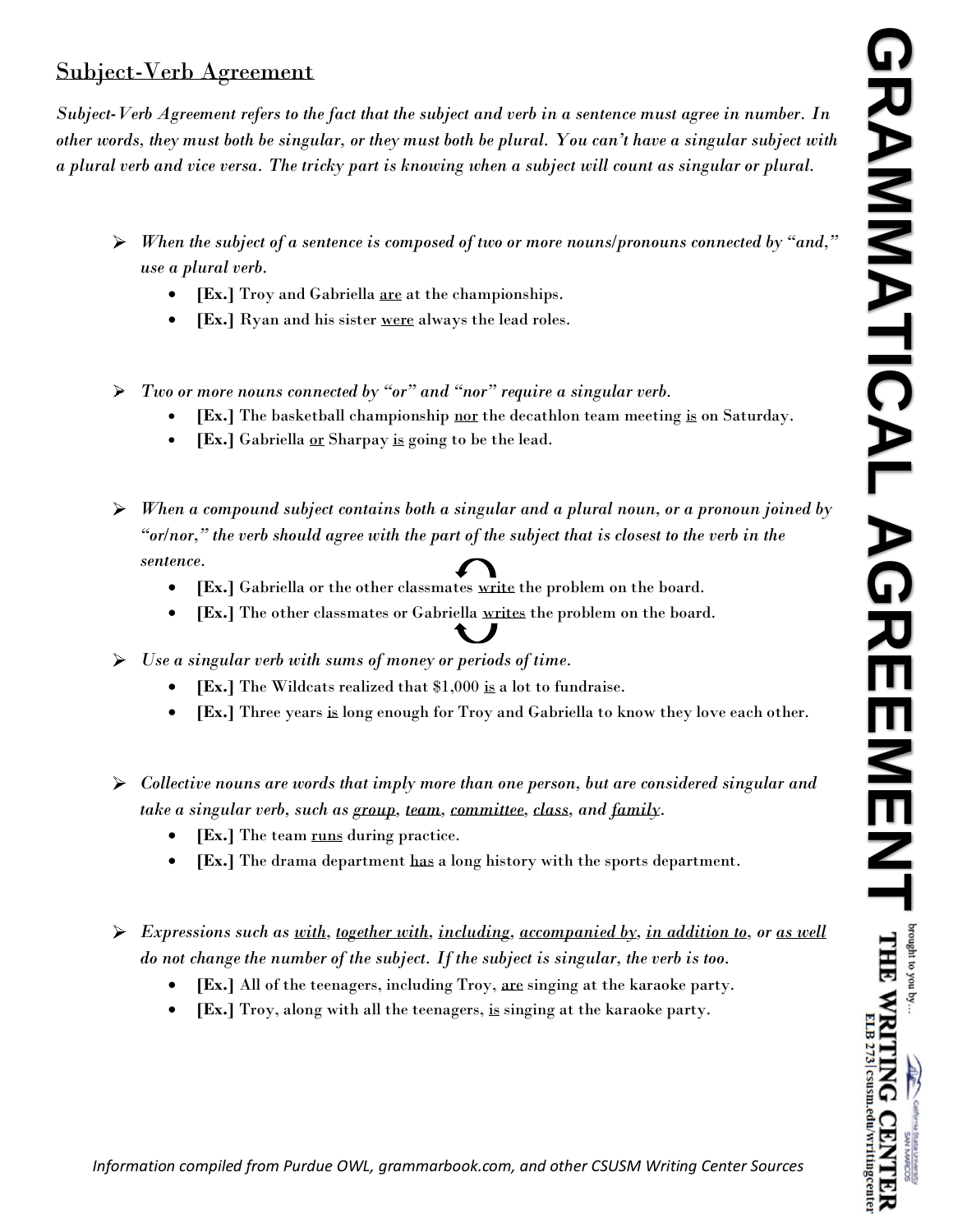## Subject-Verb Agreement

*Subject-Verb Agreement refers to the fact that the subject and verb in a sentence must agree in number. In other words, they must both be singular, or they must both be plural. You can't have a singular subject with a plural verb and vice versa. The tricky part is knowing when a subject will count as singular or plural.*

- *When the subject of a sentence is composed of two or more nouns/pronouns connected by "and," use a plural verb.*
  - **[Ex.]** Troy and Gabriella <u>are</u> at the championships.
  - **[Ex.]** Ryan and his sister <u>were</u> always the lead roles.

- *Two or more nouns connected by "or" and "nor" require a singular verb.*
  - **[Ex.]** The basketball championship <u>nor</u> the decathlon team meeting <u>is</u> on Saturday.
  - **[Ex.]** Gabriella <u>or</u> Sharpay <u>is</u> going to be the lead.

- *When a compound subject contains both a singular and a plural noun, or a pronoun joined by "or/nor," the verb should agree with the part of the subject that is closest to the verb in the sentence.*
  - **[Ex.]** Gabriella or the other classmates <u>write</u> the problem on the board.
  - **[Ex.]** The other classmates or Gabriella <u>writes</u> the problem on the board.

- *Use a singular verb with sums of money or periods of time.*
  - **[Ex.]** The Wildcats realized that $1,000 <u>is</u> a lot to fundraise.
  - **[Ex.]** Three years <u>is</u> long enough for Troy and Gabriella to know they love each other.

- *Collective nouns are words that imply more than one person, but are considered singular and take a singular verb, such as <u>group</u>, <u>team</u>, <u>committee</u>, <u>class</u>, and <u>family</u>.*
  - **[Ex.]** The team <u>runs</u> during practice.
  - **[Ex.]** The drama department <u>has</u> a long history with the sports department.

- *Expressions such as <u>with</u>, <u>together with</u>, <u>including</u>, <u>accompanied by</u>, <u>in addition to</u>, or <u>as well</u> do not change the number of the subject. If the subject is singular, the verb is too.*
  - **[Ex.]** All of the teenagers, including Troy, <u>are</u> singing at the karaoke party.
  - **[Ex.]** Troy, along with all the teenagers, <u>is</u> singing at the karaoke party.

*Information compiled from Purdue OWL, grammarbook.com, and other CSUSM Writing Center Sources*